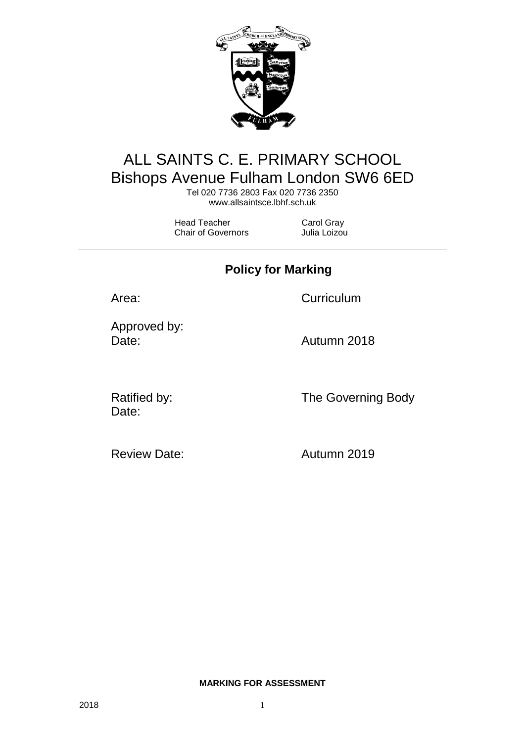# ALL SAINTS C. E. PRIMARY SCHOOL
## Bishops Avenue Fulham London SW6 6ED

Tel 020 7736 2803 Fax 020 7736 2350
www.allsaintsce.lbhf.sch.uk

| | |
|---|---|
| Head Teacher | Carol Gray |
| Chair of Governors | Julia Loizou |

---

## Policy for Marking

| | |
|---|---|
| Area: | Curriculum |
| Approved by: | |
| Date: | Autumn 2018 |
| Ratified by: | The Governing Body |
| Date: | |
| Review Date: | Autumn 2019 |

**MARKING FOR ASSESSMENT**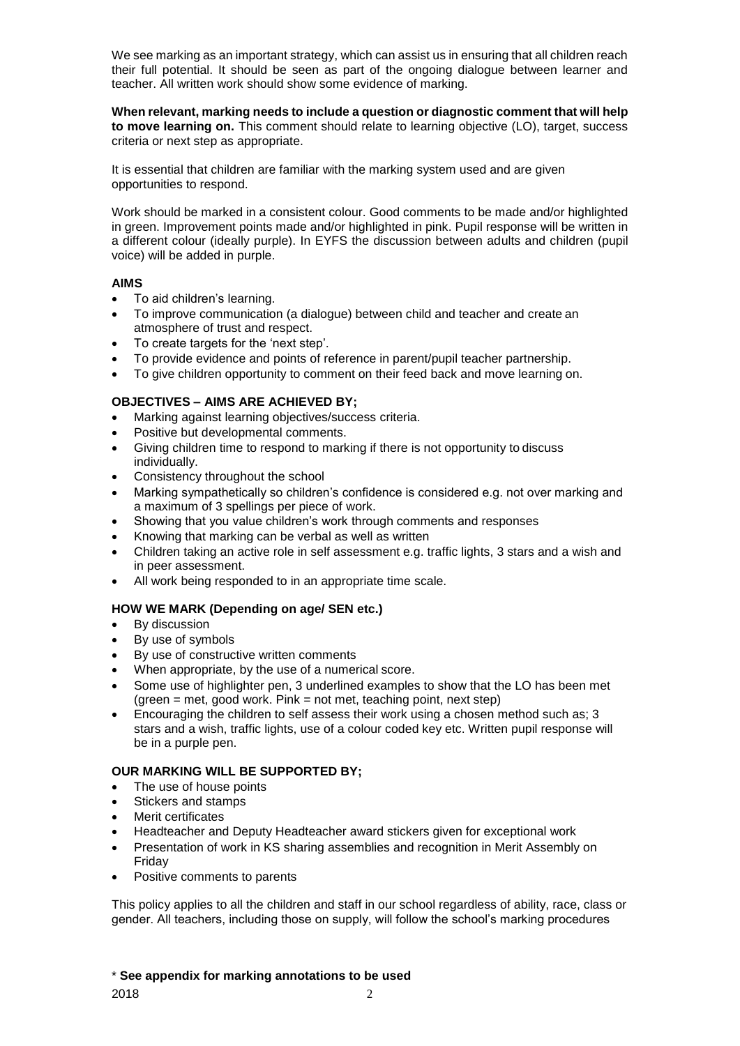We see marking as an important strategy, which can assist us in ensuring that all children reach their full potential. It should be seen as part of the ongoing dialogue between learner and teacher. All written work should show some evidence of marking.

**When relevant, marking needs to include a question or diagnostic comment that will help to move learning on.** This comment should relate to learning objective (LO), target, success criteria or next step as appropriate.

It is essential that children are familiar with the marking system used and are given opportunities to respond.

Work should be marked in a consistent colour. Good comments to be made and/or highlighted in green. Improvement points made and/or highlighted in pink. Pupil response will be written in a different colour (ideally purple). In EYFS the discussion between adults and children (pupil voice) will be added in purple.

**AIMS**

- To aid children's learning.
- To improve communication (a dialogue) between child and teacher and create an atmosphere of trust and respect.
- To create targets for the 'next step'.
- To provide evidence and points of reference in parent/pupil teacher partnership.
- To give children opportunity to comment on their feed back and move learning on.

**OBJECTIVES – AIMS ARE ACHIEVED BY;**

- Marking against learning objectives/success criteria.
- Positive but developmental comments.
- Giving children time to respond to marking if there is not opportunity to discuss individually.
- Consistency throughout the school
- Marking sympathetically so children's confidence is considered e.g. not over marking and a maximum of 3 spellings per piece of work.
- Showing that you value children's work through comments and responses
- Knowing that marking can be verbal as well as written
- Children taking an active role in self assessment e.g. traffic lights, 3 stars and a wish and in peer assessment.
- All work being responded to in an appropriate time scale.

**HOW WE MARK (Depending on age/ SEN etc.)**

- By discussion
- By use of symbols
- By use of constructive written comments
- When appropriate, by the use of a numerical score.
- Some use of highlighter pen, 3 underlined examples to show that the LO has been met (green = met, good work. Pink = not met, teaching point, next step)
- Encouraging the children to self assess their work using a chosen method such as; 3 stars and a wish, traffic lights, use of a colour coded key etc. Written pupil response will be in a purple pen.

**OUR MARKING WILL BE SUPPORTED BY;**

- The use of house points
- Stickers and stamps
- Merit certificates
- Headteacher and Deputy Headteacher award stickers given for exceptional work
- Presentation of work in KS sharing assemblies and recognition in Merit Assembly on Friday
- Positive comments to parents

This policy applies to all the children and staff in our school regardless of ability, race, class or gender. All teachers, including those on supply, will follow the school's marking procedures

\* **See appendix for marking annotations to be used**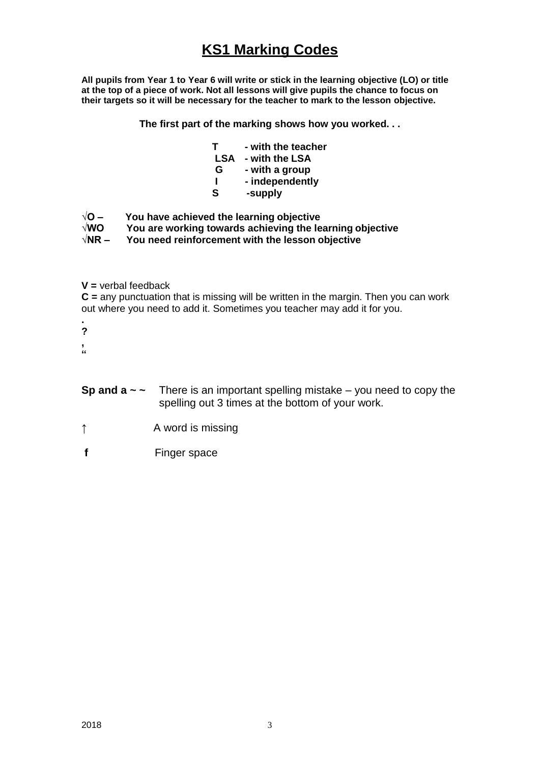# KS1 Marking Codes

**All pupils from Year 1 to Year 6 will write or stick in the learning objective (LO) or title at the top of a piece of work. Not all lessons will give pupils the chance to focus on their targets so it will be necessary for the teacher to mark to the lesson objective.**

**The first part of the marking shows how you worked. . .**

**T - with the teacher**
**LSA - with the LSA**
**G - with a group**
**I - independently**
**S -supply**

**√O – You have achieved the learning objective**
**√WO You are working towards achieving the learning objective**
**√NR – You need reinforcement with the lesson objective**

**V =** verbal feedback
**C =** any punctuation that is missing will be written in the margin. Then you can work out where you need to add it. Sometimes you teacher may add it for you.

**.**
**?**
**,**
**“**

**Sp and a ~ ~** There is an important spelling mistake – you need to copy the spelling out 3 times at the bottom of your work.

↑ A word is missing

**f** Finger space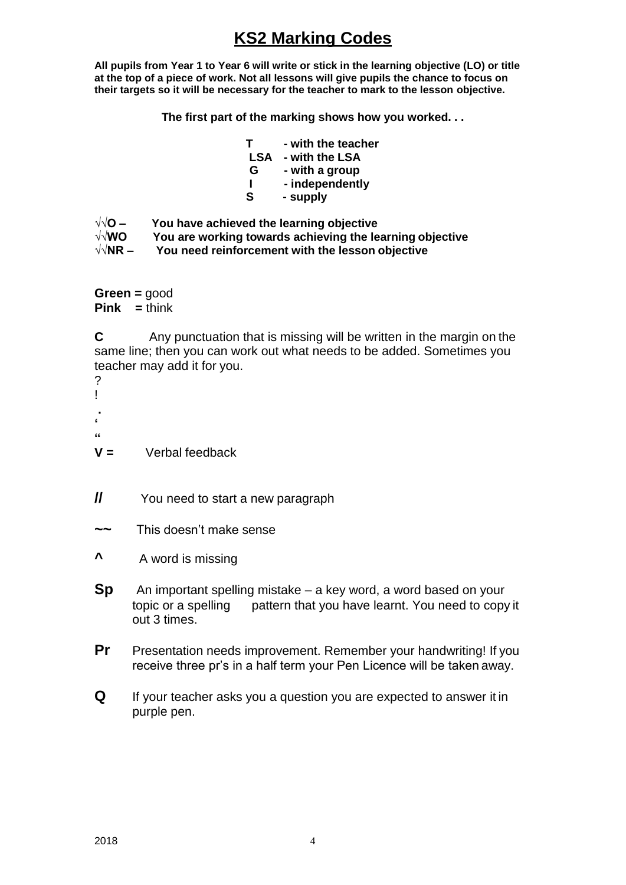# KS2 Marking Codes

**All pupils from Year 1 to Year 6 will write or stick in the learning objective (LO) or title at the top of a piece of work. Not all lessons will give pupils the chance to focus on their targets so it will be necessary for the teacher to mark to the lesson objective.**

**The first part of the marking shows how you worked. . .**

**T - with the teacher**
**LSA - with the LSA**
**G - with a group**
**I - independently**
**S - supply**

**√√O – You have achieved the learning objective**
**√√WO You are working towards achieving the learning objective**
**√√NR – You need reinforcement with the lesson objective**

**Green =** good
**Pink =** think

**C** Any punctuation that is missing will be written in the margin on the same line; then you can work out what needs to be added. Sometimes you teacher may add it for you.

?
!
.
'
"

**V =** Verbal feedback

**//** You need to start a new paragraph

**~~** This doesn't make sense

**^** A word is missing

**Sp** An important spelling mistake – a key word, a word based on your topic or a spelling pattern that you have learnt. You need to copy it out 3 times.

**Pr** Presentation needs improvement. Remember your handwriting! If you receive three pr's in a half term your Pen Licence will be taken away.

**Q** If your teacher asks you a question you are expected to answer it in purple pen.

2018